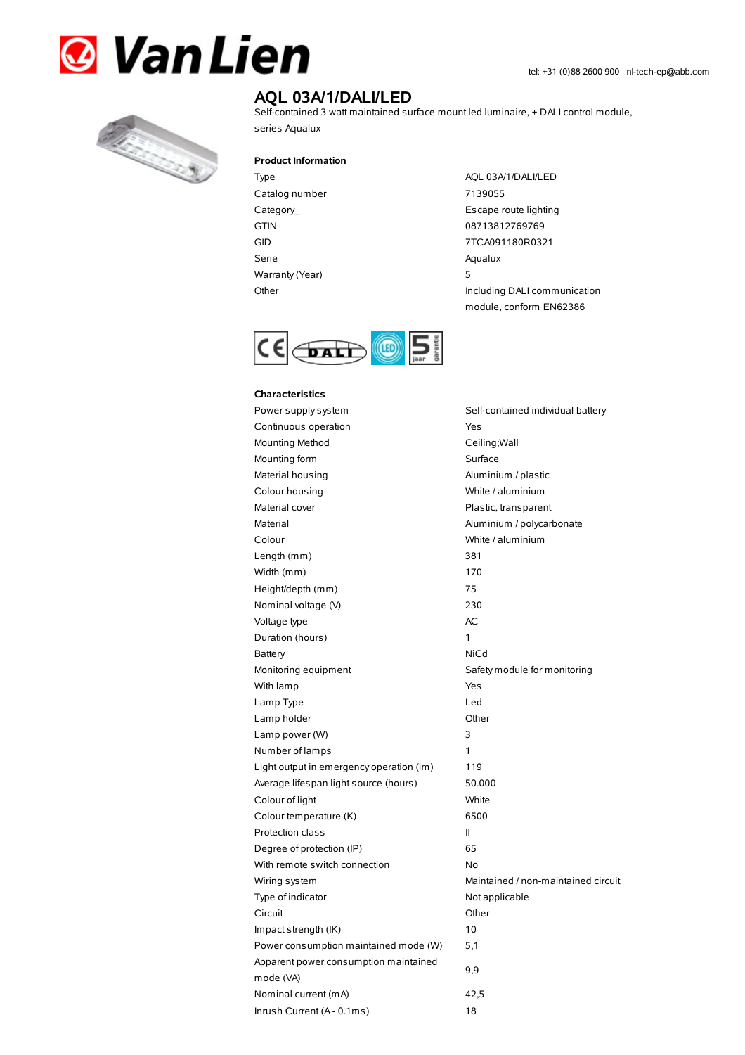Van Lien

tel: +31 (0)88 2600 900 nl-tech-ep@abb.com

# AQL 03A/1/DALI/LED

Self-contained 3 watt maintained surface mount led luminaire, + DALI control module, series Aqualux

## Product Information

| | |
|---|---|
| Type | AQL 03A/1/DALI/LED |
| Catalog number | 7139055 |
| Category_ | Escape route lighting |
| GTIN | 08713812769769 |
| GID | 7TCA091180R0321 |
| Serie | Aqualux |
| Warranty (Year) | 5 |
| Other | Including DALI communication module, conform EN62386 |

## Characteristics

| | |
|---|---|
| Power supply system | Self-contained individual battery |
| Continuous operation | Yes |
| Mounting Method | Ceiling;Wall |
| Mounting form | Surface |
| Material housing | Aluminium / plastic |
| Colour housing | White / aluminium |
| Material cover | Plastic, transparent |
| Material | Aluminium / polycarbonate |
| Colour | White / aluminium |
| Length (mm) | 381 |
| Width (mm) | 170 |
| Height/depth (mm) | 75 |
| Nominal voltage (V) | 230 |
| Voltage type | AC |
| Duration (hours) | 1 |
| Battery | NiCd |
| Monitoring equipment | Safety module for monitoring |
| With lamp | Yes |
| Lamp Type | Led |
| Lamp holder | Other |
| Lamp power (W) | 3 |
| Number of lamps | 1 |
| Light output in emergency operation (lm) | 119 |
| Average lifespan light source (hours) | 50.000 |
| Colour of light | White |
| Colour temperature (K) | 6500 |
| Protection class | II |
| Degree of protection (IP) | 65 |
| With remote switch connection | No |
| Wiring system | Maintained / non-maintained circuit |
| Type of indicator | Not applicable |
| Circuit | Other |
| Impact strength (IK) | 10 |
| Power consumption maintained mode (W) | 5,1 |
| Apparent power consumption maintained mode (VA) | 9,9 |
| Nominal current (mA) | 42,5 |
| Inrush Current (A - 0.1ms) | 18 |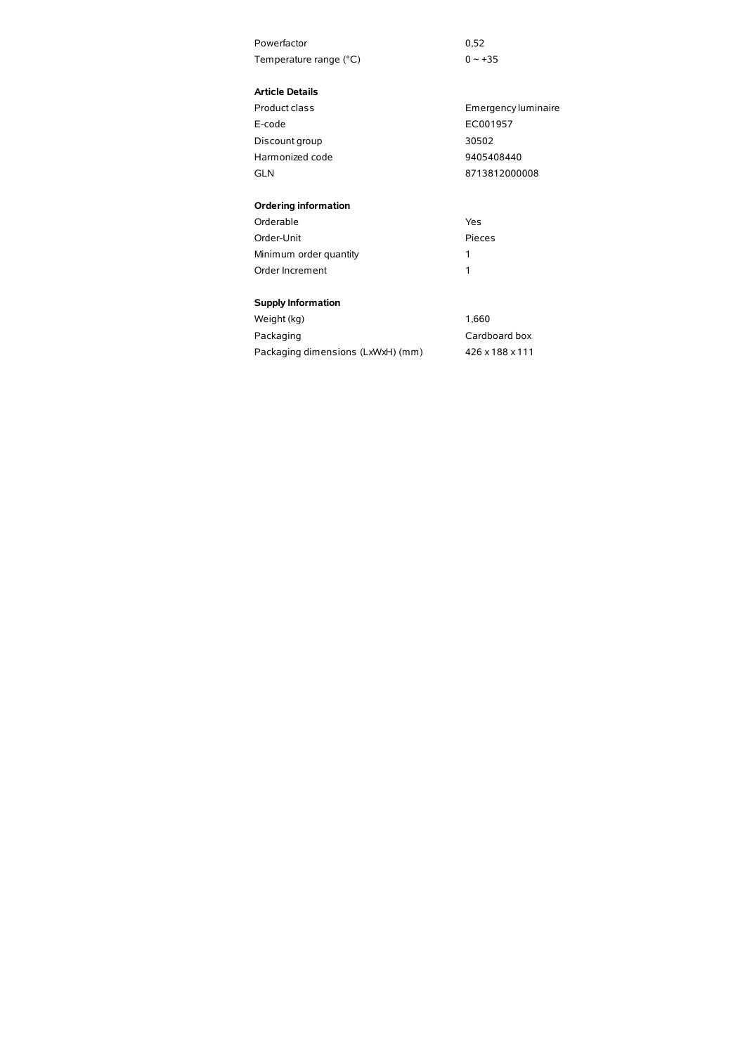| | |
|---|---|
| Powerfactor | 0,52 |
| Temperature range (°C) | 0 ~ +35 |

**Article Details**

| | |
|---|---|
| Product class | Emergency luminaire |
| E-code | EC001957 |
| Discount group | 30502 |
| Harmonized code | 9405408440 |
| GLN | 8713812000008 |

**Ordering information**

| | |
|---|---|
| Orderable | Yes |
| Order-Unit | Pieces |
| Minimum order quantity | 1 |
| Order Increment | 1 |

**Supply Information**

| | |
|---|---|
| Weight (kg) | 1,660 |
| Packaging | Cardboard box |
| Packaging dimensions (LxWxH) (mm) | 426 x 188 x 111 |